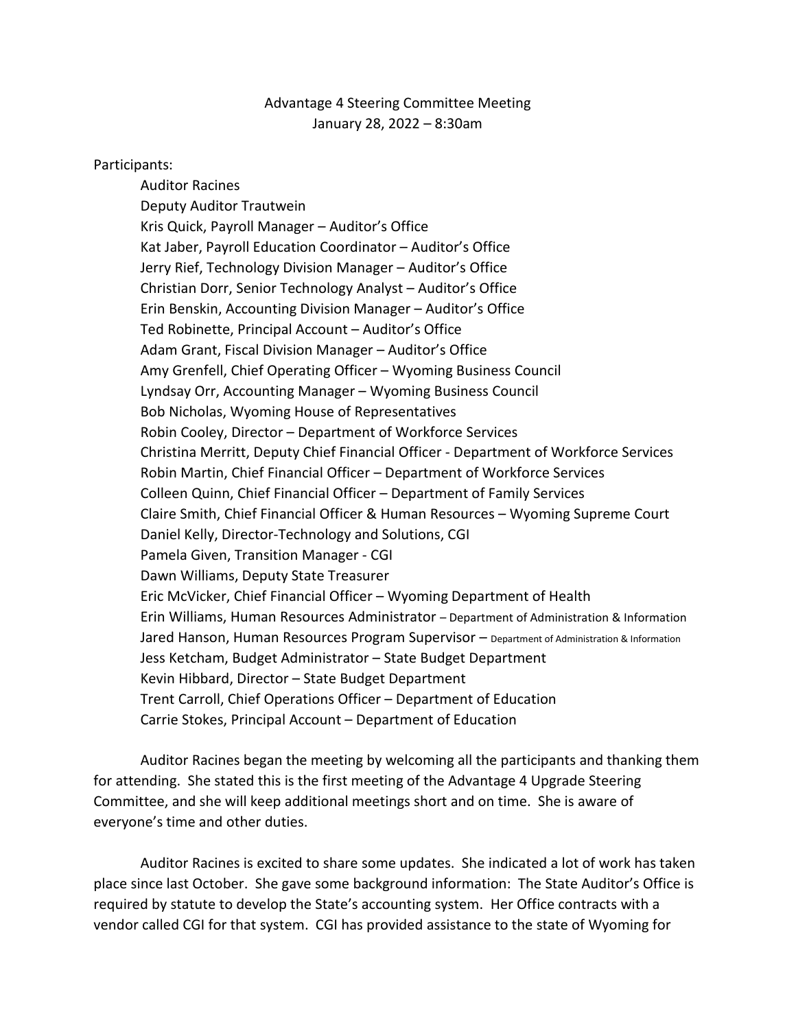Advantage 4 Steering Committee Meeting
January 28, 2022 – 8:30am

Participants:

- Auditor Racines
- Deputy Auditor Trautwein
- Kris Quick, Payroll Manager – Auditor's Office
- Kat Jaber, Payroll Education Coordinator – Auditor's Office
- Jerry Rief, Technology Division Manager – Auditor's Office
- Christian Dorr, Senior Technology Analyst – Auditor's Office
- Erin Benskin, Accounting Division Manager – Auditor's Office
- Ted Robinette, Principal Account – Auditor's Office
- Adam Grant, Fiscal Division Manager – Auditor's Office
- Amy Grenfell, Chief Operating Officer – Wyoming Business Council
- Lyndsay Orr, Accounting Manager – Wyoming Business Council
- Bob Nicholas, Wyoming House of Representatives
- Robin Cooley, Director – Department of Workforce Services
- Christina Merritt, Deputy Chief Financial Officer - Department of Workforce Services
- Robin Martin, Chief Financial Officer – Department of Workforce Services
- Colleen Quinn, Chief Financial Officer – Department of Family Services
- Claire Smith, Chief Financial Officer & Human Resources – Wyoming Supreme Court
- Daniel Kelly, Director-Technology and Solutions, CGI
- Pamela Given, Transition Manager - CGI
- Dawn Williams, Deputy State Treasurer
- Eric McVicker, Chief Financial Officer – Wyoming Department of Health
- Erin Williams, Human Resources Administrator – Department of Administration & Information
- Jared Hanson, Human Resources Program Supervisor – Department of Administration & Information
- Jess Ketcham, Budget Administrator – State Budget Department
- Kevin Hibbard, Director – State Budget Department
- Trent Carroll, Chief Operations Officer – Department of Education
- Carrie Stokes, Principal Account – Department of Education

Auditor Racines began the meeting by welcoming all the participants and thanking them for attending. She stated this is the first meeting of the Advantage 4 Upgrade Steering Committee, and she will keep additional meetings short and on time. She is aware of everyone's time and other duties.

Auditor Racines is excited to share some updates. She indicated a lot of work has taken place since last October. She gave some background information: The State Auditor's Office is required by statute to develop the State's accounting system. Her Office contracts with a vendor called CGI for that system. CGI has provided assistance to the state of Wyoming for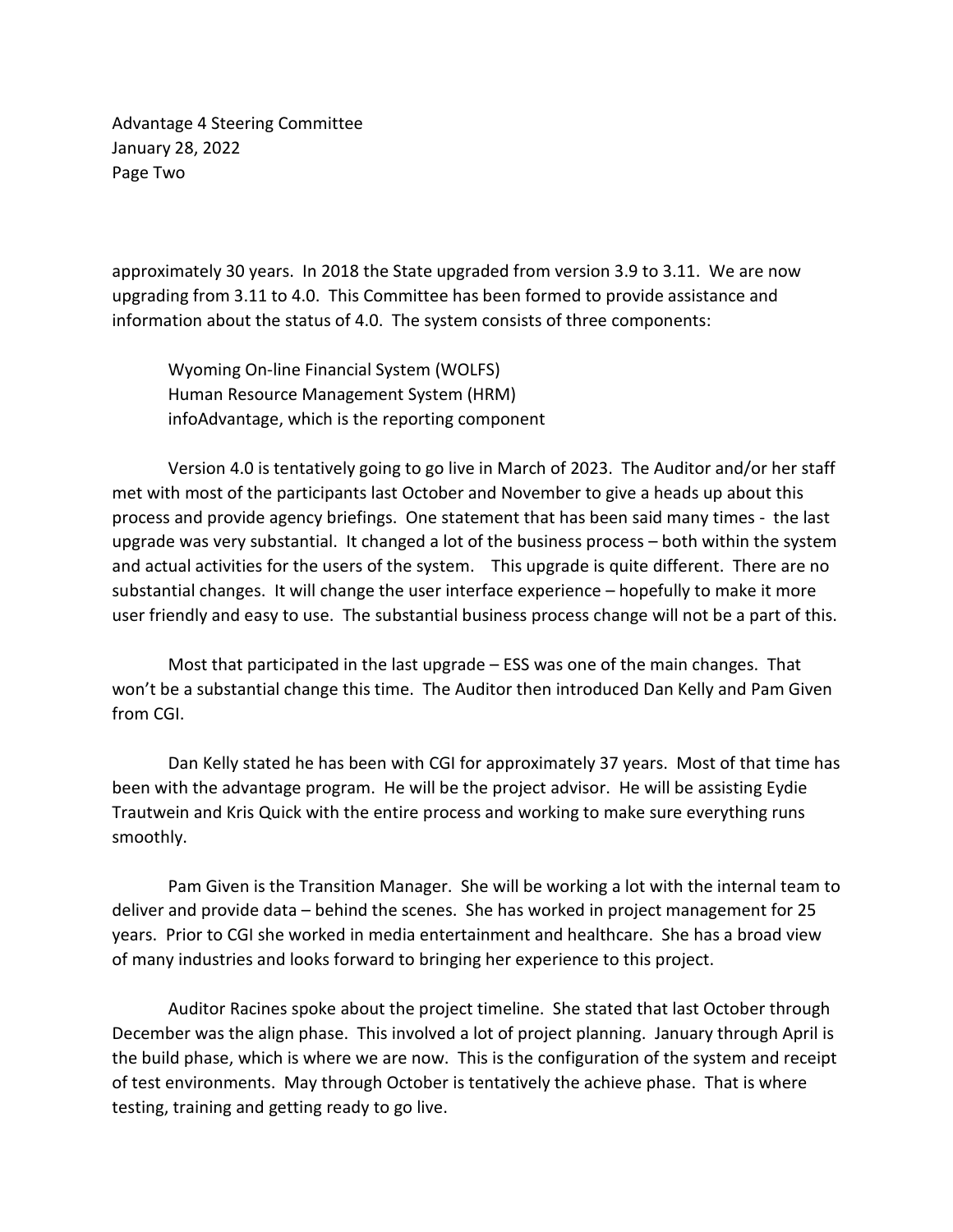approximately 30 years. In 2018 the State upgraded from version 3.9 to 3.11. We are now upgrading from 3.11 to 4.0. This Committee has been formed to provide assistance and information about the status of 4.0. The system consists of three components:

Wyoming On-line Financial System (WOLFS)
Human Resource Management System (HRM)
infoAdvantage, which is the reporting component

Version 4.0 is tentatively going to go live in March of 2023. The Auditor and/or her staff met with most of the participants last October and November to give a heads up about this process and provide agency briefings. One statement that has been said many times - the last upgrade was very substantial. It changed a lot of the business process – both within the system and actual activities for the users of the system. This upgrade is quite different. There are no substantial changes. It will change the user interface experience – hopefully to make it more user friendly and easy to use. The substantial business process change will not be a part of this.

Most that participated in the last upgrade – ESS was one of the main changes. That won't be a substantial change this time. The Auditor then introduced Dan Kelly and Pam Given from CGI.

Dan Kelly stated he has been with CGI for approximately 37 years. Most of that time has been with the advantage program. He will be the project advisor. He will be assisting Eydie Trautwein and Kris Quick with the entire process and working to make sure everything runs smoothly.

Pam Given is the Transition Manager. She will be working a lot with the internal team to deliver and provide data – behind the scenes. She has worked in project management for 25 years. Prior to CGI she worked in media entertainment and healthcare. She has a broad view of many industries and looks forward to bringing her experience to this project.

Auditor Racines spoke about the project timeline. She stated that last October through December was the align phase. This involved a lot of project planning. January through April is the build phase, which is where we are now. This is the configuration of the system and receipt of test environments. May through October is tentatively the achieve phase. That is where testing, training and getting ready to go live.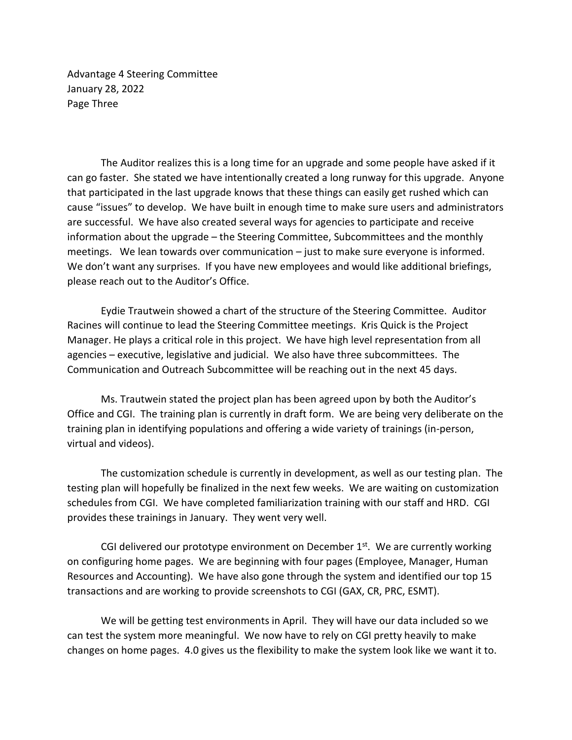The Auditor realizes this is a long time for an upgrade and some people have asked if it can go faster. She stated we have intentionally created a long runway for this upgrade. Anyone that participated in the last upgrade knows that these things can easily get rushed which can cause "issues" to develop. We have built in enough time to make sure users and administrators are successful. We have also created several ways for agencies to participate and receive information about the upgrade – the Steering Committee, Subcommittees and the monthly meetings. We lean towards over communication – just to make sure everyone is informed. We don't want any surprises. If you have new employees and would like additional briefings, please reach out to the Auditor's Office.

Eydie Trautwein showed a chart of the structure of the Steering Committee. Auditor Racines will continue to lead the Steering Committee meetings. Kris Quick is the Project Manager. He plays a critical role in this project. We have high level representation from all agencies – executive, legislative and judicial. We also have three subcommittees. The Communication and Outreach Subcommittee will be reaching out in the next 45 days.

Ms. Trautwein stated the project plan has been agreed upon by both the Auditor's Office and CGI. The training plan is currently in draft form. We are being very deliberate on the training plan in identifying populations and offering a wide variety of trainings (in-person, virtual and videos).

The customization schedule is currently in development, as well as our testing plan. The testing plan will hopefully be finalized in the next few weeks. We are waiting on customization schedules from CGI. We have completed familiarization training with our staff and HRD. CGI provides these trainings in January. They went very well.

CGI delivered our prototype environment on December 1st. We are currently working on configuring home pages. We are beginning with four pages (Employee, Manager, Human Resources and Accounting). We have also gone through the system and identified our top 15 transactions and are working to provide screenshots to CGI (GAX, CR, PRC, ESMT).

We will be getting test environments in April. They will have our data included so we can test the system more meaningful. We now have to rely on CGI pretty heavily to make changes on home pages. 4.0 gives us the flexibility to make the system look like we want it to.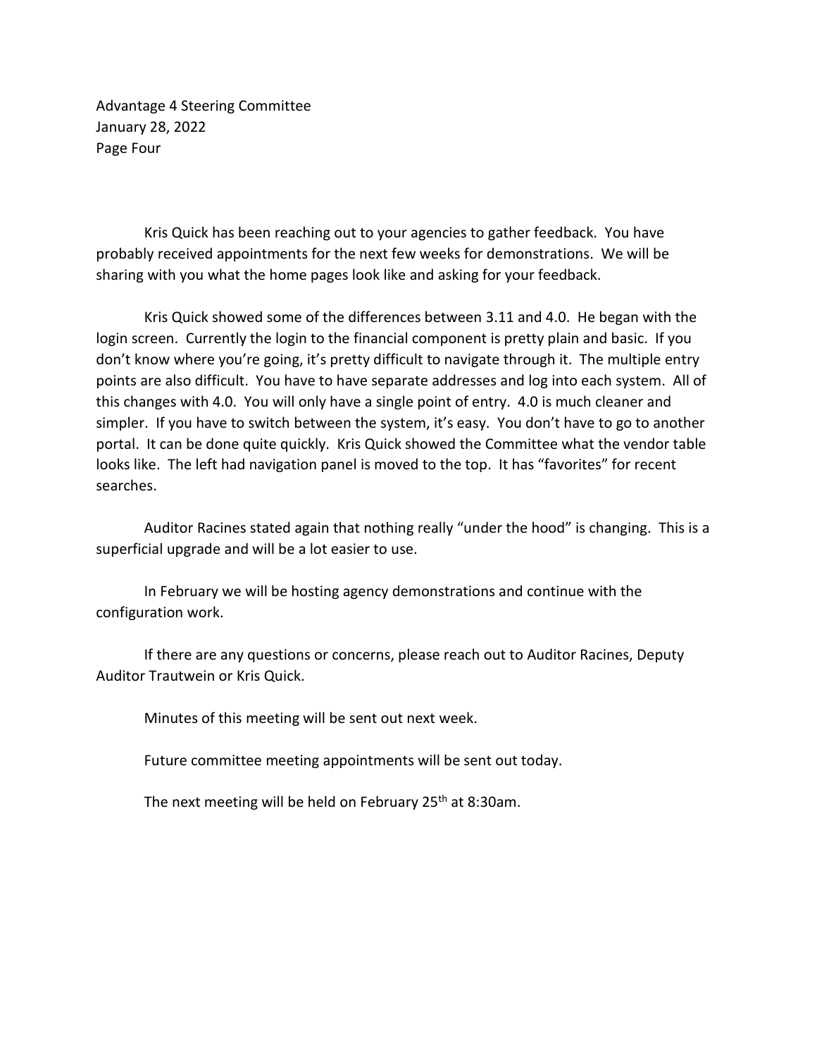Kris Quick has been reaching out to your agencies to gather feedback. You have probably received appointments for the next few weeks for demonstrations. We will be sharing with you what the home pages look like and asking for your feedback.

Kris Quick showed some of the differences between 3.11 and 4.0. He began with the login screen. Currently the login to the financial component is pretty plain and basic. If you don't know where you're going, it's pretty difficult to navigate through it. The multiple entry points are also difficult. You have to have separate addresses and log into each system. All of this changes with 4.0. You will only have a single point of entry. 4.0 is much cleaner and simpler. If you have to switch between the system, it's easy. You don't have to go to another portal. It can be done quite quickly. Kris Quick showed the Committee what the vendor table looks like. The left had navigation panel is moved to the top. It has "favorites" for recent searches.

Auditor Racines stated again that nothing really "under the hood" is changing. This is a superficial upgrade and will be a lot easier to use.

In February we will be hosting agency demonstrations and continue with the configuration work.

If there are any questions or concerns, please reach out to Auditor Racines, Deputy Auditor Trautwein or Kris Quick.

Minutes of this meeting will be sent out next week.

Future committee meeting appointments will be sent out today.

The next meeting will be held on February 25th at 8:30am.